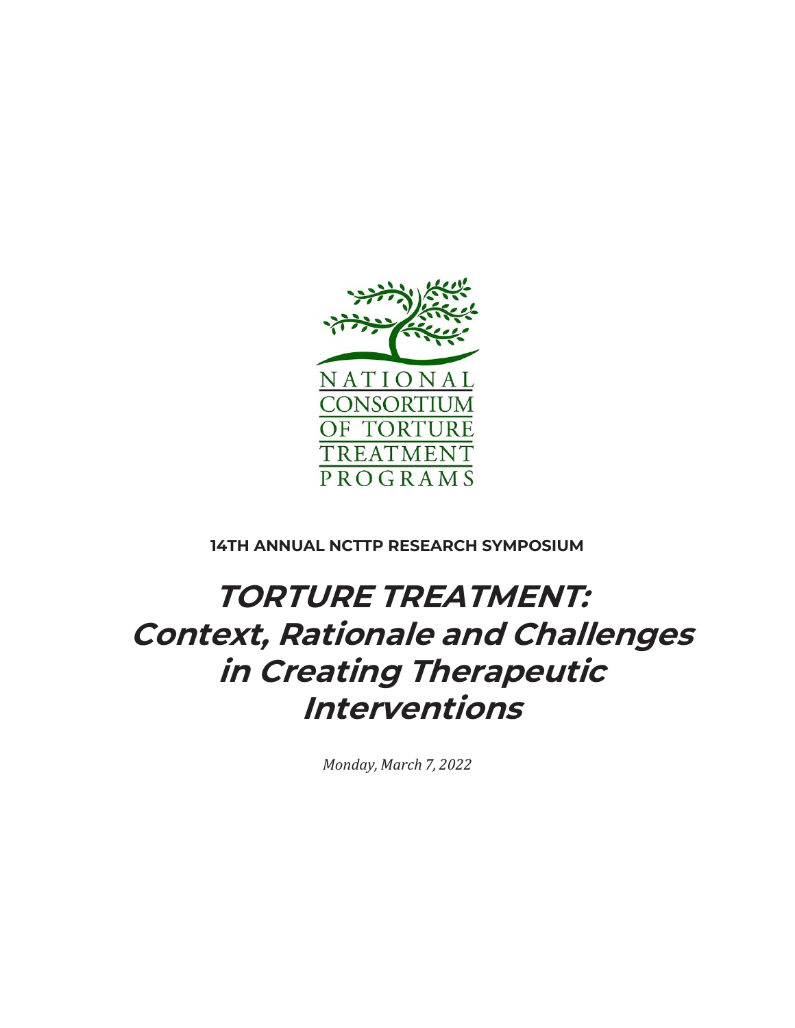NATIONAL CONSORTIUM OF TORTURE TREATMENT PROGRAMS

**14TH ANNUAL NCTTP RESEARCH SYMPOSIUM**

# TORTURE TREATMENT: Context, Rationale and Challenges in Creating Therapeutic Interventions

*Monday, March 7, 2022*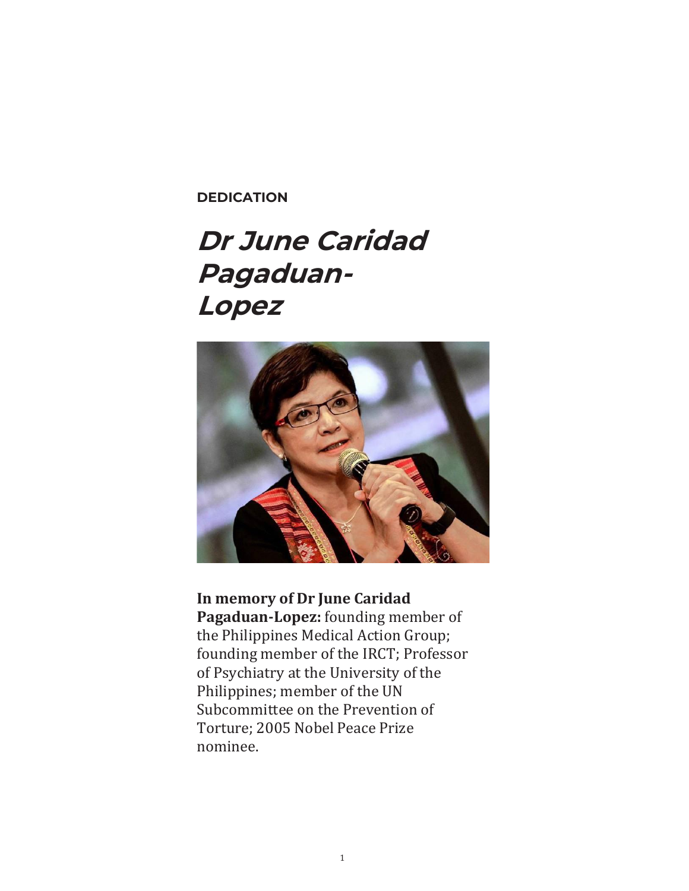**DEDICATION**

# *Dr June Caridad Pagaduan-Lopez*

**In memory of Dr June Caridad Pagaduan-Lopez:** founding member of the Philippines Medical Action Group; founding member of the IRCT; Professor of Psychiatry at the University of the Philippines; member of the UN Subcommittee on the Prevention of Torture; 2005 Nobel Peace Prize nominee.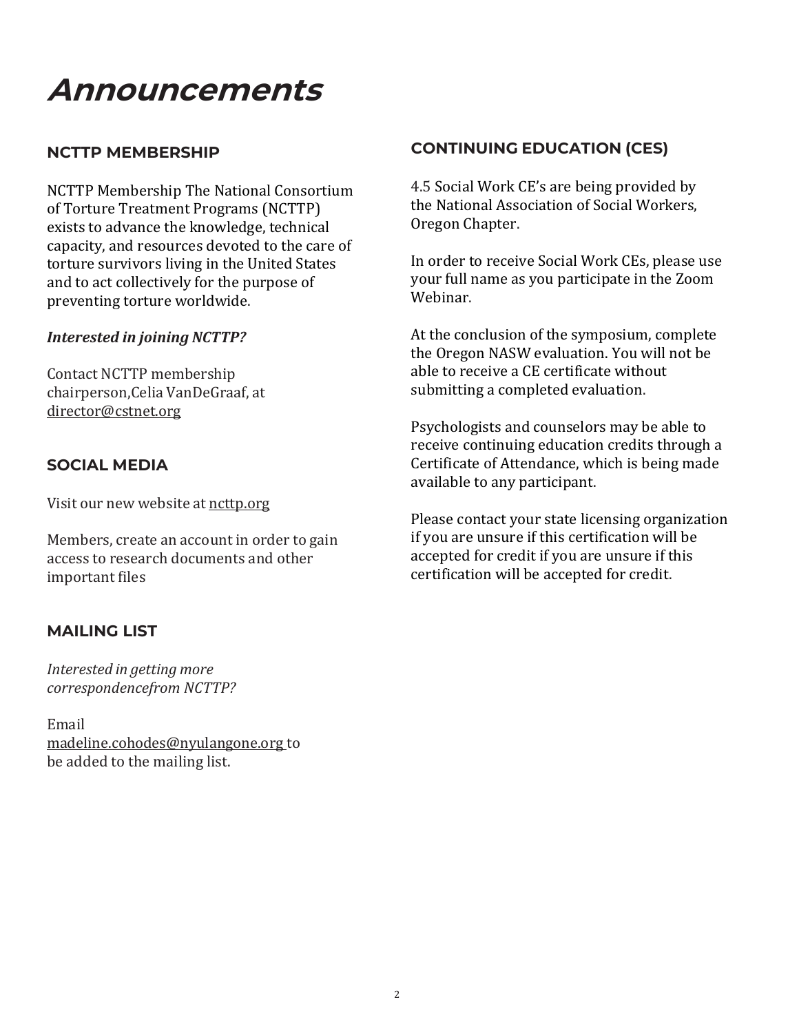# Announcements

## NCTTP MEMBERSHIP

NCTTP Membership The National Consortium of Torture Treatment Programs (NCTTP) exists to advance the knowledge, technical capacity, and resources devoted to the care of torture survivors living in the United States and to act collectively for the purpose of preventing torture worldwide.

***Interested in joining NCTTP?***

Contact NCTTP membership chairperson,Celia VanDeGraaf, at director@cstnet.org

## SOCIAL MEDIA

Visit our new website at ncttp.org

Members, create an account in order to gain access to research documents and other important files

## MAILING LIST

*Interested in getting more correspondencefrom NCTTP?*

Email madeline.cohodes@nyulangone.org to be added to the mailing list.

## CONTINUING EDUCATION (CES)

4.5 Social Work CE's are being provided by the National Association of Social Workers, Oregon Chapter.

In order to receive Social Work CEs, please use your full name as you participate in the Zoom Webinar.

At the conclusion of the symposium, complete the Oregon NASW evaluation. You will not be able to receive a CE certificate without submitting a completed evaluation.

Psychologists and counselors may be able to receive continuing education credits through a Certificate of Attendance, which is being made available to any participant.

Please contact your state licensing organization if you are unsure if this certification will be accepted for credit if you are unsure if this certification will be accepted for credit.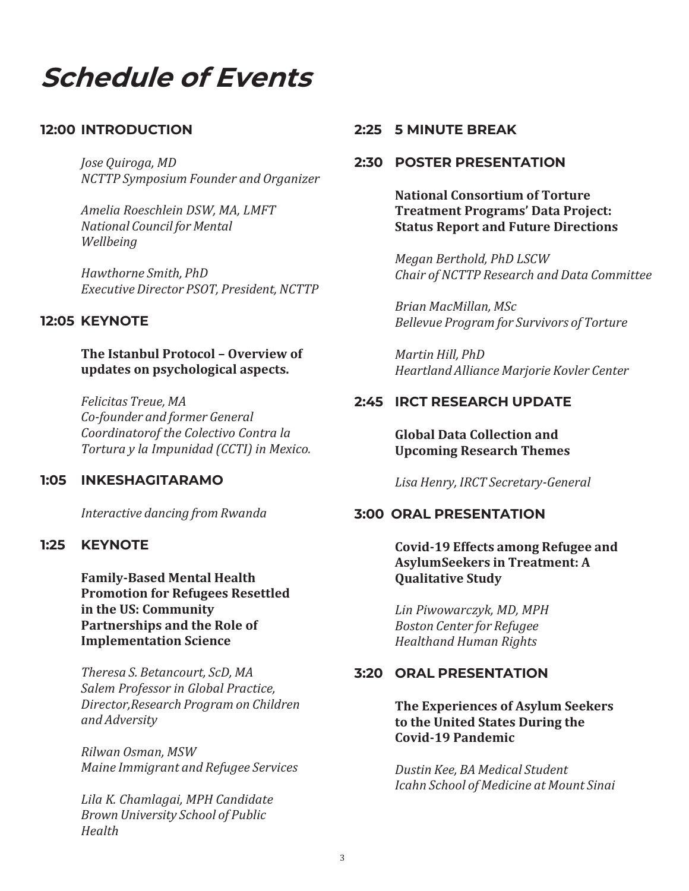# Schedule of Events

### 12:00 INTRODUCTION

*Jose Quiroga, MD*
*NCTTP Symposium Founder and Organizer*

*Amelia Roeschlein DSW, MA, LMFT*
*National Council for Mental Wellbeing*

*Hawthorne Smith, PhD*
*Executive Director PSOT, President, NCTTP*

### 12:05 KEYNOTE

**The Istanbul Protocol – Overview of updates on psychological aspects.**

*Felicitas Treue, MA*
*Co-founder and former General Coordinatorof the Colectivo Contra la Tortura y la Impunidad (CCTI) in Mexico.*

### 1:05 INKESHAGITARAMO

*Interactive dancing from Rwanda*

### 1:25 KEYNOTE

**Family-Based Mental Health Promotion for Refugees Resettled in the US: Community Partnerships and the Role of Implementation Science**

*Theresa S. Betancourt, ScD, MA*
*Salem Professor in Global Practice, Director,Research Program on Children and Adversity*

*Rilwan Osman, MSW*
*Maine Immigrant and Refugee Services*

*Lila K. Chamlagai, MPH Candidate*
*Brown University School of Public Health*

### 2:25 5 MINUTE BREAK

### 2:30 POSTER PRESENTATION

**National Consortium of Torture Treatment Programs' Data Project: Status Report and Future Directions**

*Megan Berthold, PhD LSCW*
*Chair of NCTTP Research and Data Committee*

*Brian MacMillan, MSc*
*Bellevue Program for Survivors of Torture*

*Martin Hill, PhD*
*Heartland Alliance Marjorie Kovler Center*

### 2:45 IRCT RESEARCH UPDATE

**Global Data Collection and Upcoming Research Themes**

*Lisa Henry, IRCT Secretary-General*

### 3:00 ORAL PRESENTATION

**Covid-19 Effects among Refugee and AsylumSeekers in Treatment: A Qualitative Study**

*Lin Piwowarczyk, MD, MPH*
*Boston Center for Refugee Healthand Human Rights*

### 3:20 ORAL PRESENTATION

**The Experiences of Asylum Seekers to the United States During the Covid-19 Pandemic**

*Dustin Kee, BA Medical Student*
*Icahn School of Medicine at Mount Sinai*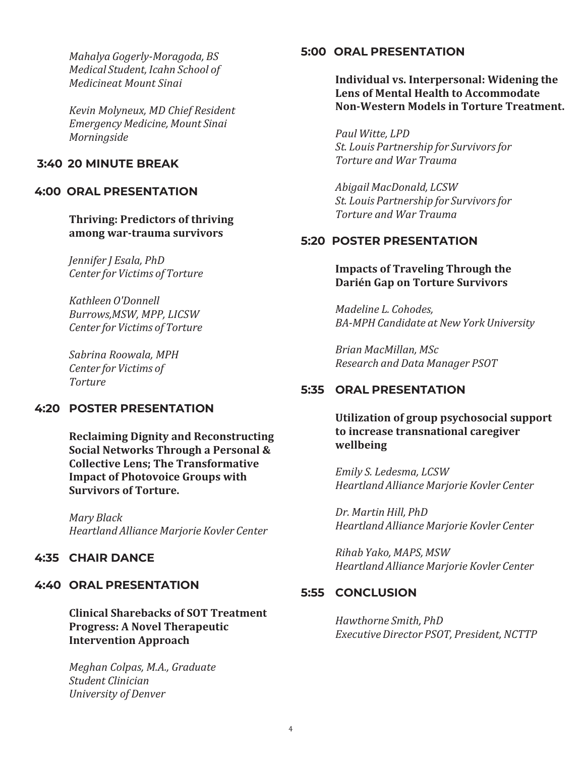*Mahalya Gogerly-Moragoda, BS*
*Medical Student, Icahn School of Medicineat Mount Sinai*

*Kevin Molyneux, MD Chief Resident Emergency Medicine, Mount Sinai Morningside*

## 3:40 20 MINUTE BREAK

## 4:00 ORAL PRESENTATION

**Thriving: Predictors of thriving among war-trauma survivors**

*Jennifer J Esala, PhD*
*Center for Victims of Torture*

*Kathleen O'Donnell Burrows,MSW, MPP, LICSW*
*Center for Victims of Torture*

*Sabrina Roowala, MPH*
*Center for Victims of Torture*

## 4:20 POSTER PRESENTATION

**Reclaiming Dignity and Reconstructing Social Networks Through a Personal & Collective Lens; The Transformative Impact of Photovoice Groups with Survivors of Torture.**

*Mary Black*
*Heartland Alliance Marjorie Kovler Center*

## 4:35 CHAIR DANCE

## 4:40 ORAL PRESENTATION

**Clinical Sharebacks of SOT Treatment Progress: A Novel Therapeutic Intervention Approach**

*Meghan Colpas, M.A., Graduate Student Clinician*
*University of Denver*

## 5:00 ORAL PRESENTATION

**Individual vs. Interpersonal: Widening the Lens of Mental Health to Accommodate Non-Western Models in Torture Treatment.**

*Paul Witte, LPD*
*St. Louis Partnership for Survivors for Torture and War Trauma*

*Abigail MacDonald, LCSW*
*St. Louis Partnership for Survivors for Torture and War Trauma*

## 5:20 POSTER PRESENTATION

**Impacts of Traveling Through the Darién Gap on Torture Survivors**

*Madeline L. Cohodes,*
*BA-MPH Candidate at New York University*

*Brian MacMillan, MSc*
*Research and Data Manager PSOT*

## 5:35 ORAL PRESENTATION

**Utilization of group psychosocial support to increase transnational caregiver wellbeing**

*Emily S. Ledesma, LCSW*
*Heartland Alliance Marjorie Kovler Center*

*Dr. Martin Hill, PhD*
*Heartland Alliance Marjorie Kovler Center*

*Rihab Yako, MAPS, MSW*
*Heartland Alliance Marjorie Kovler Center*

## 5:55 CONCLUSION

*Hawthorne Smith, PhD*
*Executive Director PSOT, President, NCTTP*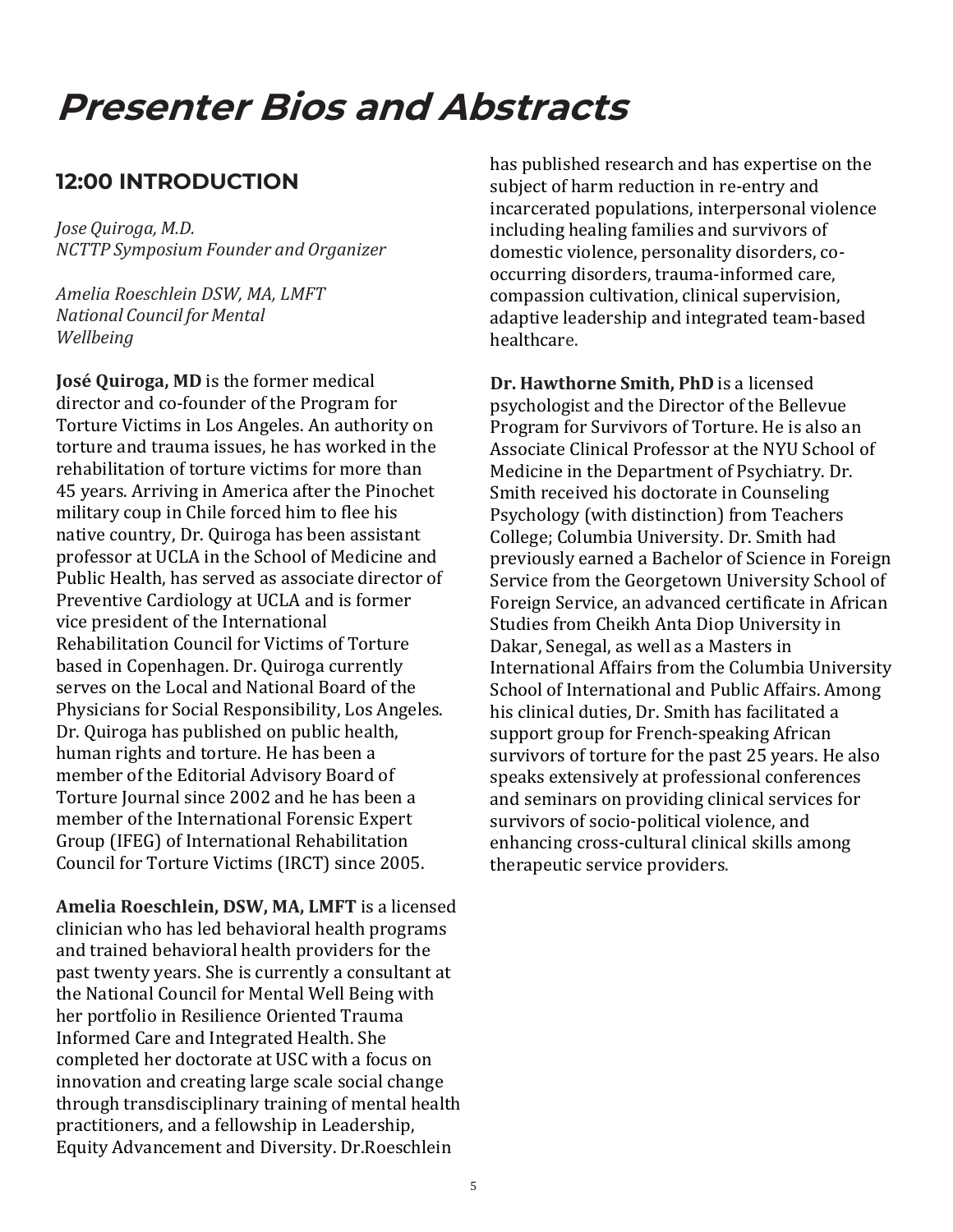# *Presenter Bios and Abstracts*

## 12:00 INTRODUCTION

*Jose Quiroga, M.D.*
*NCTTP Symposium Founder and Organizer*

*Amelia Roeschlein DSW, MA, LMFT*
*National Council for Mental Wellbeing*

**José Quiroga, MD** is the former medical director and co-founder of the Program for Torture Victims in Los Angeles. An authority on torture and trauma issues, he has worked in the rehabilitation of torture victims for more than 45 years. Arriving in America after the Pinochet military coup in Chile forced him to flee his native country, Dr. Quiroga has been assistant professor at UCLA in the School of Medicine and Public Health, has served as associate director of Preventive Cardiology at UCLA and is former vice president of the International Rehabilitation Council for Victims of Torture based in Copenhagen. Dr. Quiroga currently serves on the Local and National Board of the Physicians for Social Responsibility, Los Angeles. Dr. Quiroga has published on public health, human rights and torture. He has been a member of the Editorial Advisory Board of Torture Journal since 2002 and he has been a member of the International Forensic Expert Group (IFEG) of International Rehabilitation Council for Torture Victims (IRCT) since 2005.

**Amelia Roeschlein, DSW, MA, LMFT** is a licensed clinician who has led behavioral health programs and trained behavioral health providers for the past twenty years. She is currently a consultant at the National Council for Mental Well Being with her portfolio in Resilience Oriented Trauma Informed Care and Integrated Health. She completed her doctorate at USC with a focus on innovation and creating large scale social change through transdisciplinary training of mental health practitioners, and a fellowship in Leadership, Equity Advancement and Diversity. Dr.Roeschlein has published research and has expertise on the subject of harm reduction in re-entry and incarcerated populations, interpersonal violence including healing families and survivors of domestic violence, personality disorders, co-occurring disorders, trauma-informed care, compassion cultivation, clinical supervision, adaptive leadership and integrated team-based healthcare.

**Dr. Hawthorne Smith, PhD** is a licensed psychologist and the Director of the Bellevue Program for Survivors of Torture. He is also an Associate Clinical Professor at the NYU School of Medicine in the Department of Psychiatry. Dr. Smith received his doctorate in Counseling Psychology (with distinction) from Teachers College; Columbia University. Dr. Smith had previously earned a Bachelor of Science in Foreign Service from the Georgetown University School of Foreign Service, an advanced certificate in African Studies from Cheikh Anta Diop University in Dakar, Senegal, as well as a Masters in International Affairs from the Columbia University School of International and Public Affairs. Among his clinical duties, Dr. Smith has facilitated a support group for French-speaking African survivors of torture for the past 25 years. He also speaks extensively at professional conferences and seminars on providing clinical services for survivors of socio-political violence, and enhancing cross-cultural clinical skills among therapeutic service providers.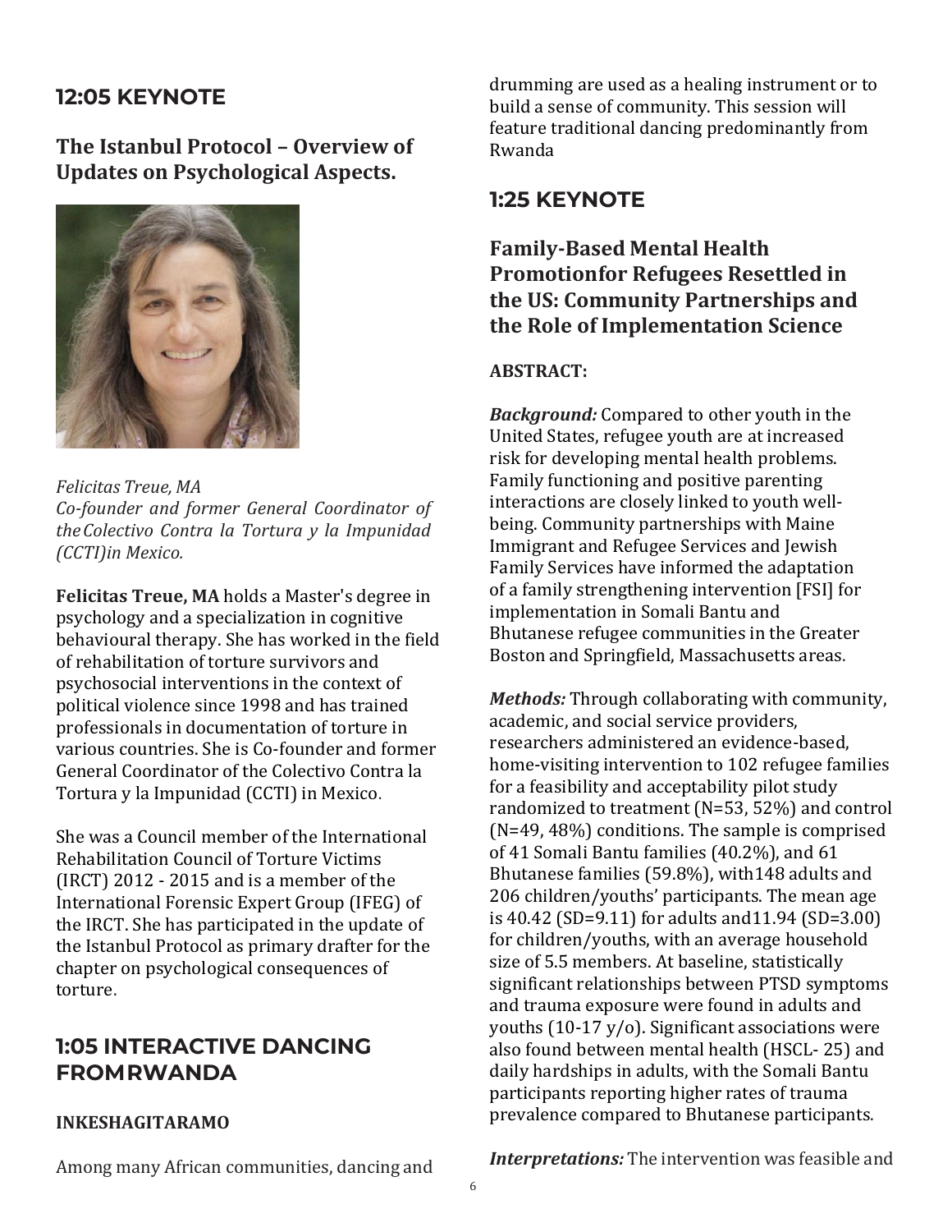## 12:05 KEYNOTE

### The Istanbul Protocol – Overview of Updates on Psychological Aspects.

*Felicitas Treue, MA*
*Co-founder and former General Coordinator of the Colectivo Contra la Tortura y la Impunidad (CCTI) in Mexico.*

**Felicitas Treue, MA** holds a Master's degree in psychology and a specialization in cognitive behavioural therapy. She has worked in the field of rehabilitation of torture survivors and psychosocial interventions in the context of political violence since 1998 and has trained professionals in documentation of torture in various countries. She is Co-founder and former General Coordinator of the Colectivo Contra la Tortura y la Impunidad (CCTI) in Mexico.

She was a Council member of the International Rehabilitation Council of Torture Victims (IRCT) 2012 - 2015 and is a member of the International Forensic Expert Group (IFEG) of the IRCT. She has participated in the update of the Istanbul Protocol as primary drafter for the chapter on psychological consequences of torture.

## 1:05 INTERACTIVE DANCING FROM RWANDA

**INKESHAGITARAMO**

Among many African communities, dancing and drumming are used as a healing instrument or to build a sense of community. This session will feature traditional dancing predominantly from Rwanda

## 1:25 KEYNOTE

### Family-Based Mental Health Promotion for Refugees Resettled in the US: Community Partnerships and the Role of Implementation Science

**ABSTRACT:**

***Background:*** Compared to other youth in the United States, refugee youth are at increased risk for developing mental health problems. Family functioning and positive parenting interactions are closely linked to youth well-being. Community partnerships with Maine Immigrant and Refugee Services and Jewish Family Services have informed the adaptation of a family strengthening intervention [FSI] for implementation in Somali Bantu and Bhutanese refugee communities in the Greater Boston and Springfield, Massachusetts areas.

***Methods:*** Through collaborating with community, academic, and social service providers, researchers administered an evidence-based, home-visiting intervention to 102 refugee families for a feasibility and acceptability pilot study randomized to treatment (N=53, 52%) and control (N=49, 48%) conditions. The sample is comprised of 41 Somali Bantu families (40.2%), and 61 Bhutanese families (59.8%), with 148 adults and 206 children/youths' participants. The mean age is 40.42 (SD=9.11) for adults and 11.94 (SD=3.00) for children/youths, with an average household size of 5.5 members. At baseline, statistically significant relationships between PTSD symptoms and trauma exposure were found in adults and youths (10-17 y/o). Significant associations were also found between mental health (HSCL- 25) and daily hardships in adults, with the Somali Bantu participants reporting higher rates of trauma prevalence compared to Bhutanese participants.

***Interpretations:*** The intervention was feasible and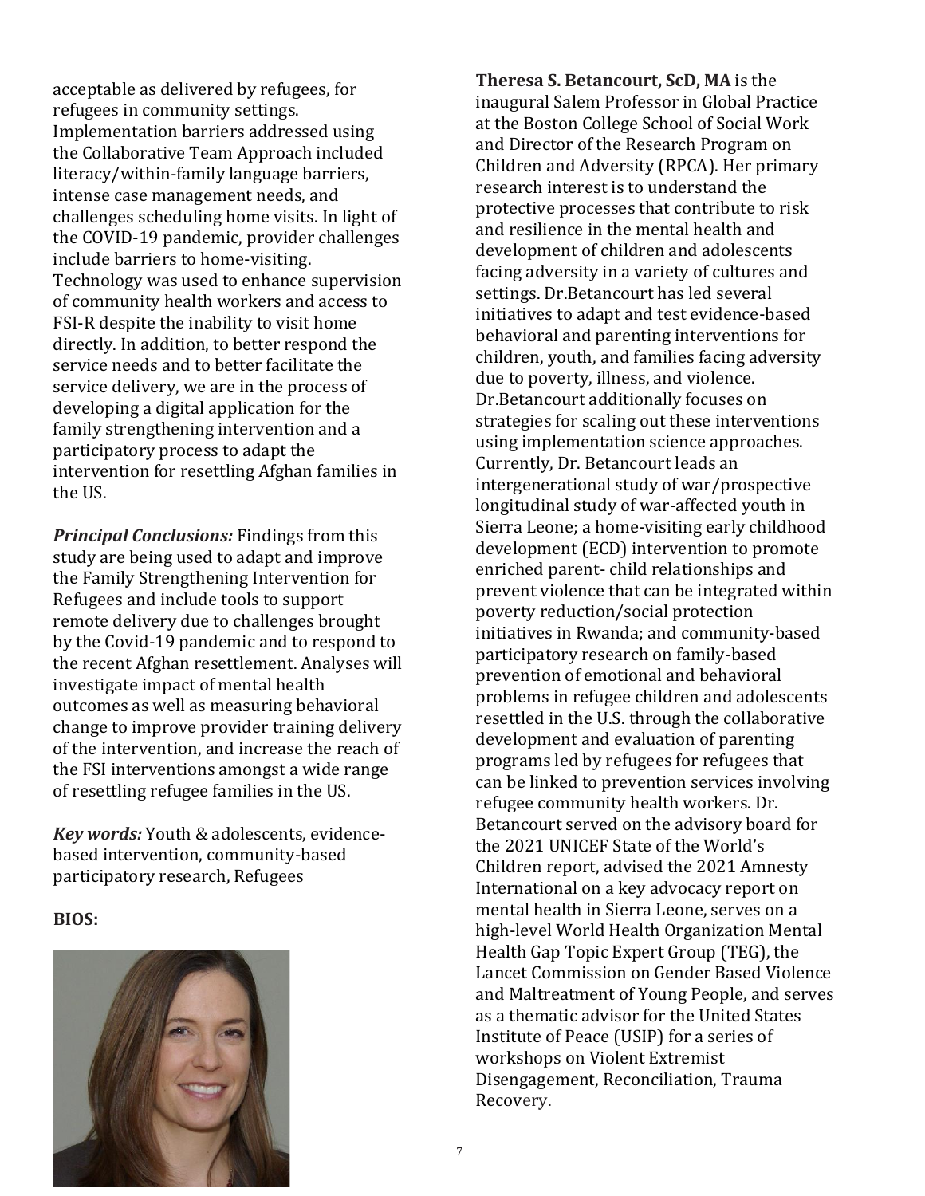acceptable as delivered by refugees, for refugees in community settings. Implementation barriers addressed using the Collaborative Team Approach included literacy/within-family language barriers, intense case management needs, and challenges scheduling home visits. In light of the COVID-19 pandemic, provider challenges include barriers to home-visiting. Technology was used to enhance supervision of community health workers and access to FSI-R despite the inability to visit home directly. In addition, to better respond the service needs and to better facilitate the service delivery, we are in the process of developing a digital application for the family strengthening intervention and a participatory process to adapt the intervention for resettling Afghan families in the US.

***Principal Conclusions:*** Findings from this study are being used to adapt and improve the Family Strengthening Intervention for Refugees and include tools to support remote delivery due to challenges brought by the Covid-19 pandemic and to respond to the recent Afghan resettlement. Analyses will investigate impact of mental health outcomes as well as measuring behavioral change to improve provider training delivery of the intervention, and increase the reach of the FSI interventions amongst a wide range of resettling refugee families in the US.

***Key words:*** Youth & adolescents, evidence-based intervention, community-based participatory research, Refugees

**BIOS:**

**Theresa S. Betancourt, ScD, MA** is the inaugural Salem Professor in Global Practice at the Boston College School of Social Work and Director of the Research Program on Children and Adversity (RPCA). Her primary research interest is to understand the protective processes that contribute to risk and resilience in the mental health and development of children and adolescents facing adversity in a variety of cultures and settings. Dr.Betancourt has led several initiatives to adapt and test evidence-based behavioral and parenting interventions for children, youth, and families facing adversity due to poverty, illness, and violence. Dr.Betancourt additionally focuses on strategies for scaling out these interventions using implementation science approaches. Currently, Dr. Betancourt leads an intergenerational study of war/prospective longitudinal study of war-affected youth in Sierra Leone; a home-visiting early childhood development (ECD) intervention to promote enriched parent- child relationships and prevent violence that can be integrated within poverty reduction/social protection initiatives in Rwanda; and community-based participatory research on family-based prevention of emotional and behavioral problems in refugee children and adolescents resettled in the U.S. through the collaborative development and evaluation of parenting programs led by refugees for refugees that can be linked to prevention services involving refugee community health workers. Dr. Betancourt served on the advisory board for the 2021 UNICEF State of the World's Children report, advised the 2021 Amnesty International on a key advocacy report on mental health in Sierra Leone, serves on a high-level World Health Organization Mental Health Gap Topic Expert Group (TEG), the Lancet Commission on Gender Based Violence and Maltreatment of Young People, and serves as a thematic advisor for the United States Institute of Peace (USIP) for a series of workshops on Violent Extremist Disengagement, Reconciliation, Trauma Recovery.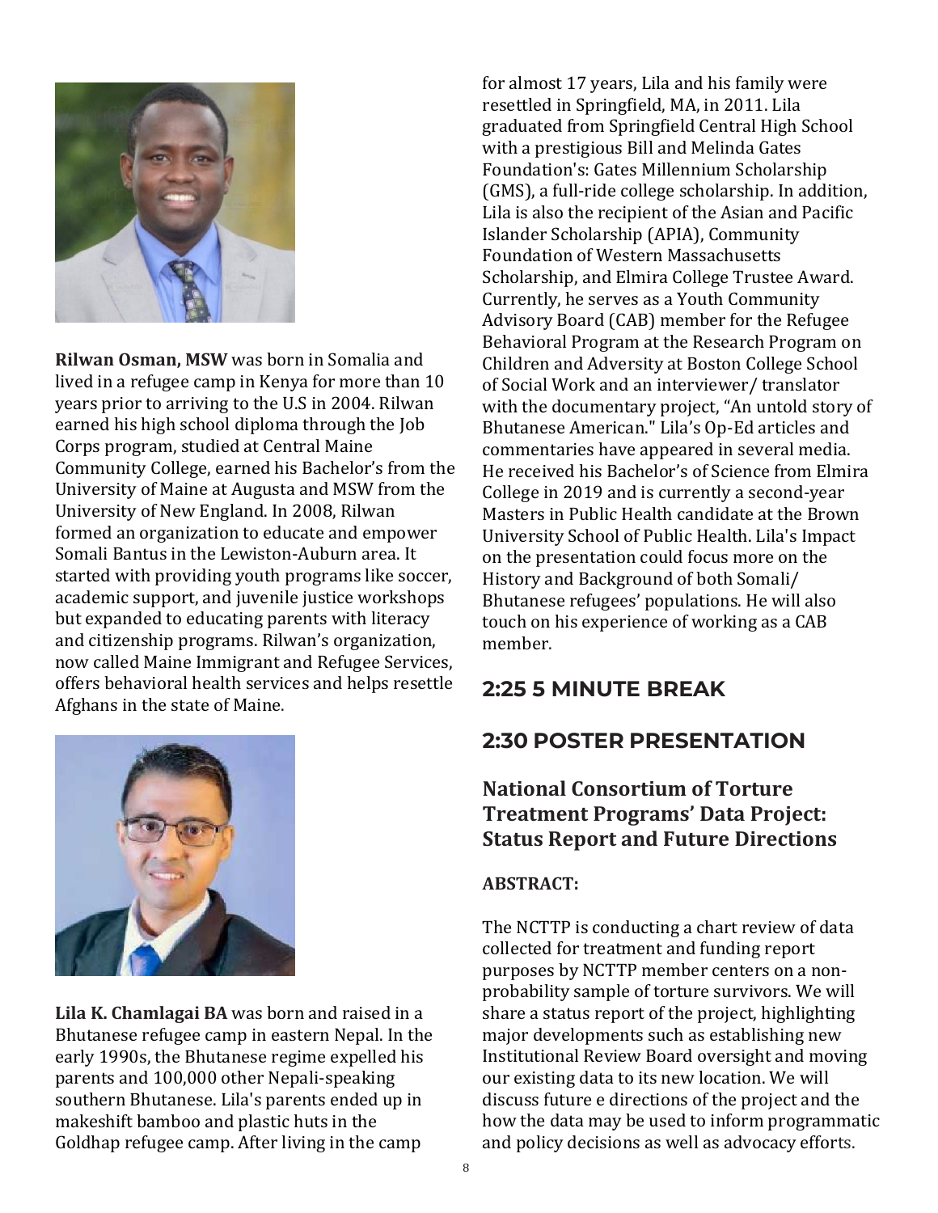**Rilwan Osman, MSW** was born in Somalia and lived in a refugee camp in Kenya for more than 10 years prior to arriving to the U.S in 2004. Rilwan earned his high school diploma through the Job Corps program, studied at Central Maine Community College, earned his Bachelor's from the University of Maine at Augusta and MSW from the University of New England. In 2008, Rilwan formed an organization to educate and empower Somali Bantus in the Lewiston-Auburn area. It started with providing youth programs like soccer, academic support, and juvenile justice workshops but expanded to educating parents with literacy and citizenship programs. Rilwan's organization, now called Maine Immigrant and Refugee Services, offers behavioral health services and helps resettle Afghans in the state of Maine.

**Lila K. Chamlagai BA** was born and raised in a Bhutanese refugee camp in eastern Nepal. In the early 1990s, the Bhutanese regime expelled his parents and 100,000 other Nepali-speaking southern Bhutanese. Lila's parents ended up in makeshift bamboo and plastic huts in the Goldhap refugee camp. After living in the camp for almost 17 years, Lila and his family were resettled in Springfield, MA, in 2011. Lila graduated from Springfield Central High School with a prestigious Bill and Melinda Gates Foundation's: Gates Millennium Scholarship (GMS), a full-ride college scholarship. In addition, Lila is also the recipient of the Asian and Pacific Islander Scholarship (APIA), Community Foundation of Western Massachusetts Scholarship, and Elmira College Trustee Award. Currently, he serves as a Youth Community Advisory Board (CAB) member for the Refugee Behavioral Program at the Research Program on Children and Adversity at Boston College School of Social Work and an interviewer/ translator with the documentary project, "An untold story of Bhutanese American." Lila's Op-Ed articles and commentaries have appeared in several media. He received his Bachelor's of Science from Elmira College in 2019 and is currently a second-year Masters in Public Health candidate at the Brown University School of Public Health. Lila's Impact on the presentation could focus more on the History and Background of both Somali/ Bhutanese refugees' populations. He will also touch on his experience of working as a CAB member.

## 2:25 5 MINUTE BREAK

## 2:30 POSTER PRESENTATION

### National Consortium of Torture Treatment Programs' Data Project: Status Report and Future Directions

**ABSTRACT:**

The NCTTP is conducting a chart review of data collected for treatment and funding report purposes by NCTTP member centers on a non-probability sample of torture survivors. We will share a status report of the project, highlighting major developments such as establishing new Institutional Review Board oversight and moving our existing data to its new location. We will discuss future e directions of the project and the how the data may be used to inform programmatic and policy decisions as well as advocacy efforts.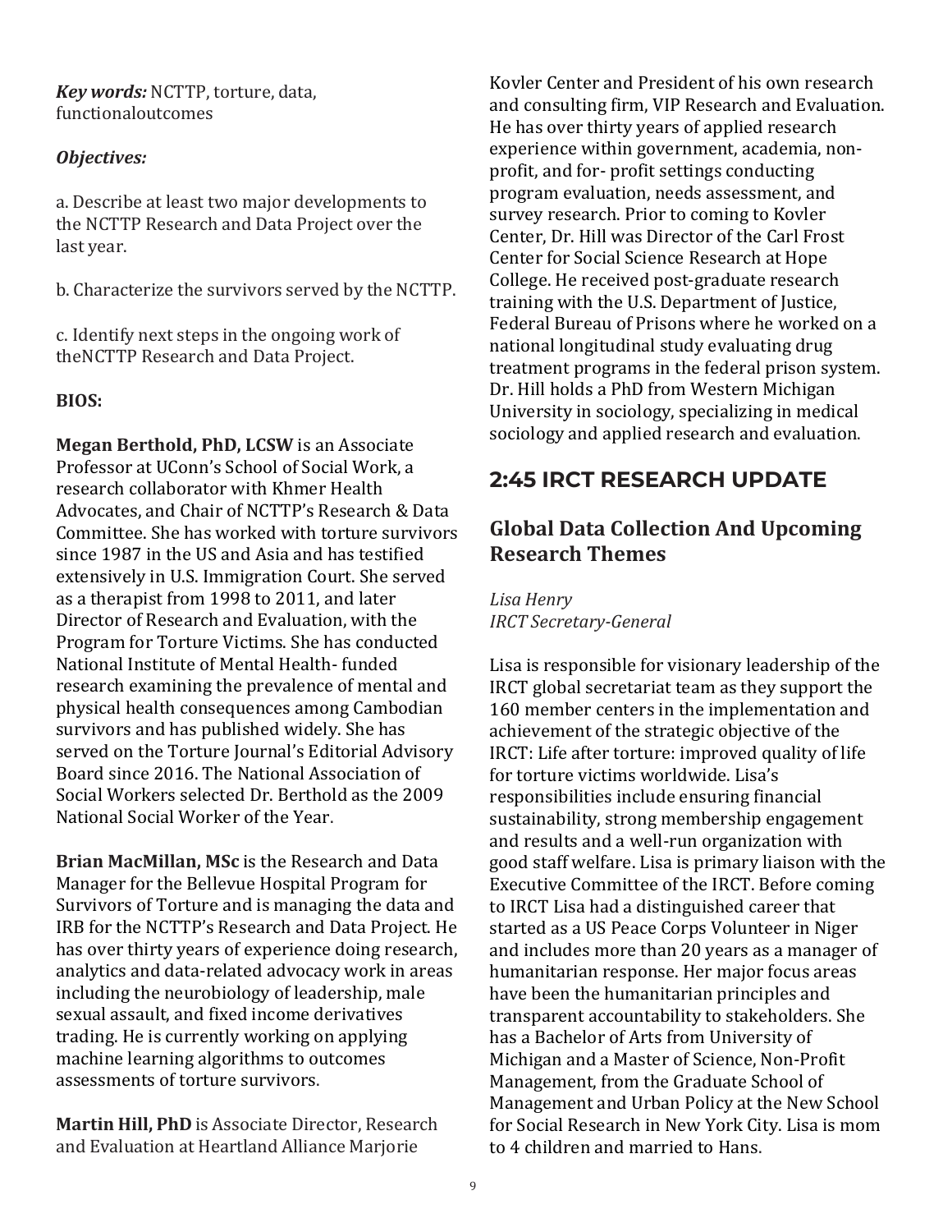***Key words:*** NCTTP, torture, data, functionaloutcomes

***Objectives:***

a. Describe at least two major developments to the NCTTP Research and Data Project over the last year.

b. Characterize the survivors served by the NCTTP.

c. Identify next steps in the ongoing work of theNCTTP Research and Data Project.

**BIOS:**

**Megan Berthold, PhD, LCSW** is an Associate Professor at UConn's School of Social Work, a research collaborator with Khmer Health Advocates, and Chair of NCTTP's Research & Data Committee. She has worked with torture survivors since 1987 in the US and Asia and has testified extensively in U.S. Immigration Court. She served as a therapist from 1998 to 2011, and later Director of Research and Evaluation, with the Program for Torture Victims. She has conducted National Institute of Mental Health- funded research examining the prevalence of mental and physical health consequences among Cambodian survivors and has published widely. She has served on the Torture Journal's Editorial Advisory Board since 2016. The National Association of Social Workers selected Dr. Berthold as the 2009 National Social Worker of the Year.

**Brian MacMillan, MSc** is the Research and Data Manager for the Bellevue Hospital Program for Survivors of Torture and is managing the data and IRB for the NCTTP's Research and Data Project. He has over thirty years of experience doing research, analytics and data-related advocacy work in areas including the neurobiology of leadership, male sexual assault, and fixed income derivatives trading. He is currently working on applying machine learning algorithms to outcomes assessments of torture survivors.

**Martin Hill, PhD** is Associate Director, Research and Evaluation at Heartland Alliance Marjorie Kovler Center and President of his own research and consulting firm, VIP Research and Evaluation. He has over thirty years of applied research experience within government, academia, non-profit, and for- profit settings conducting program evaluation, needs assessment, and survey research. Prior to coming to Kovler Center, Dr. Hill was Director of the Carl Frost Center for Social Science Research at Hope College. He received post-graduate research training with the U.S. Department of Justice, Federal Bureau of Prisons where he worked on a national longitudinal study evaluating drug treatment programs in the federal prison system. Dr. Hill holds a PhD from Western Michigan University in sociology, specializing in medical sociology and applied research and evaluation.

## 2:45 IRCT RESEARCH UPDATE

### Global Data Collection And Upcoming Research Themes

*Lisa Henry*
*IRCT Secretary-General*

Lisa is responsible for visionary leadership of the IRCT global secretariat team as they support the 160 member centers in the implementation and achievement of the strategic objective of the IRCT: Life after torture: improved quality of life for torture victims worldwide. Lisa's responsibilities include ensuring financial sustainability, strong membership engagement and results and a well-run organization with good staff welfare. Lisa is primary liaison with the Executive Committee of the IRCT. Before coming to IRCT Lisa had a distinguished career that started as a US Peace Corps Volunteer in Niger and includes more than 20 years as a manager of humanitarian response. Her major focus areas have been the humanitarian principles and transparent accountability to stakeholders. She has a Bachelor of Arts from University of Michigan and a Master of Science, Non-Profit Management, from the Graduate School of Management and Urban Policy at the New School for Social Research in New York City. Lisa is mom to 4 children and married to Hans.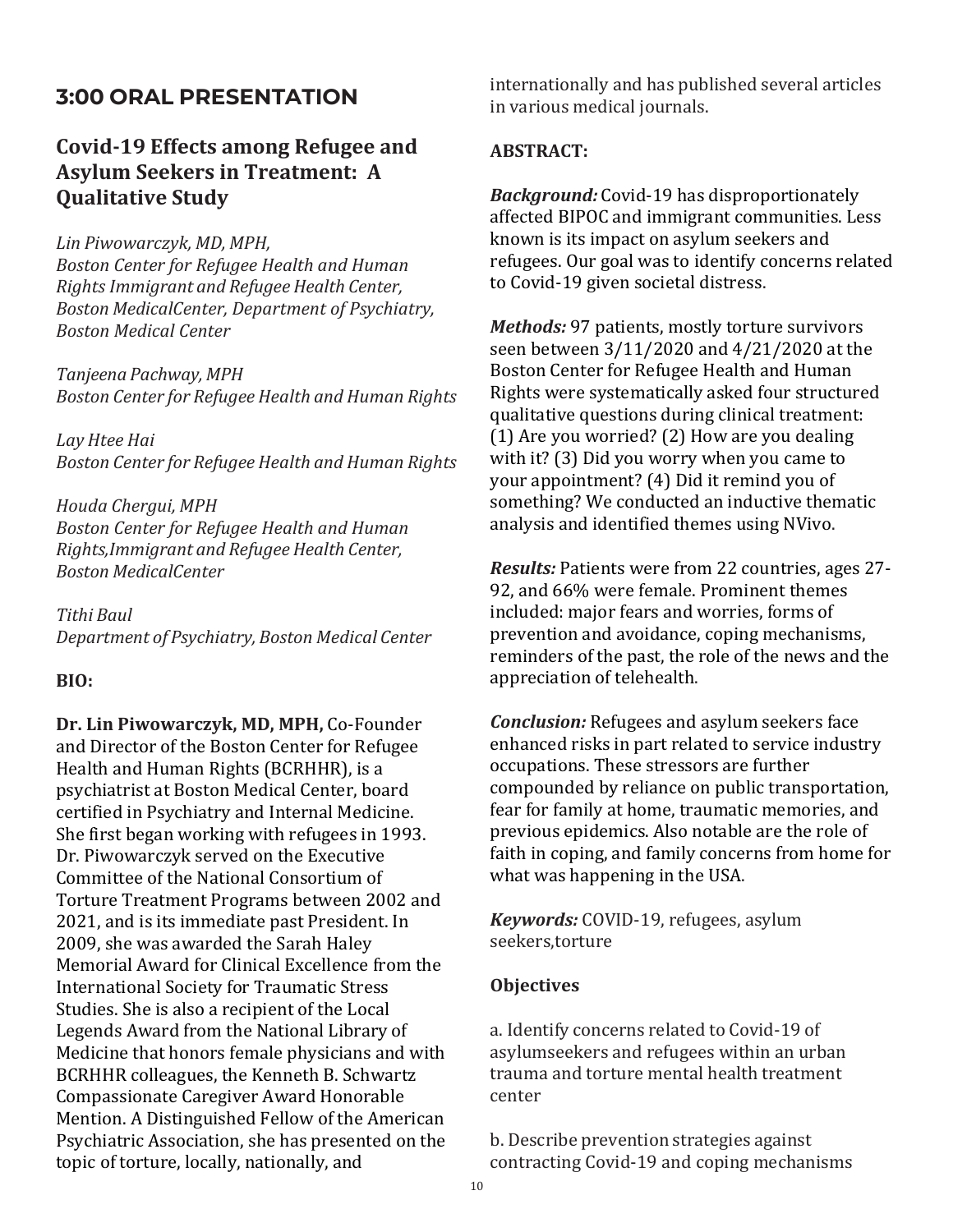## 3:00 ORAL PRESENTATION

### Covid-19 Effects among Refugee and Asylum Seekers in Treatment: A Qualitative Study

*Lin Piwowarczyk, MD, MPH,*
*Boston Center for Refugee Health and Human Rights Immigrant and Refugee Health Center, Boston MedicalCenter, Department of Psychiatry, Boston Medical Center*

*Tanjeena Pachway, MPH*
*Boston Center for Refugee Health and Human Rights*

*Lay Htee Hai*
*Boston Center for Refugee Health and Human Rights*

*Houda Chergui, MPH*
*Boston Center for Refugee Health and Human Rights,Immigrant and Refugee Health Center, Boston MedicalCenter*

*Tithi Baul*
*Department of Psychiatry, Boston Medical Center*

**BIO:**

**Dr. Lin Piwowarczyk, MD, MPH,** Co-Founder and Director of the Boston Center for Refugee Health and Human Rights (BCRHHR), is a psychiatrist at Boston Medical Center, board certified in Psychiatry and Internal Medicine. She first began working with refugees in 1993. Dr. Piwowarczyk served on the Executive Committee of the National Consortium of Torture Treatment Programs between 2002 and 2021, and is its immediate past President. In 2009, she was awarded the Sarah Haley Memorial Award for Clinical Excellence from the International Society for Traumatic Stress Studies. She is also a recipient of the Local Legends Award from the National Library of Medicine that honors female physicians and with BCRHHR colleagues, the Kenneth B. Schwartz Compassionate Caregiver Award Honorable Mention. A Distinguished Fellow of the American Psychiatric Association, she has presented on the topic of torture, locally, nationally, and internationally and has published several articles in various medical journals.

**ABSTRACT:**

***Background:*** Covid-19 has disproportionately affected BIPOC and immigrant communities. Less known is its impact on asylum seekers and refugees. Our goal was to identify concerns related to Covid-19 given societal distress.

***Methods:*** 97 patients, mostly torture survivors seen between 3/11/2020 and 4/21/2020 at the Boston Center for Refugee Health and Human Rights were systematically asked four structured qualitative questions during clinical treatment: (1) Are you worried? (2) How are you dealing with it? (3) Did you worry when you came to your appointment? (4) Did it remind you of something? We conducted an inductive thematic analysis and identified themes using NVivo.

***Results:*** Patients were from 22 countries, ages 27-92, and 66% were female. Prominent themes included: major fears and worries, forms of prevention and avoidance, coping mechanisms, reminders of the past, the role of the news and the appreciation of telehealth.

***Conclusion:*** Refugees and asylum seekers face enhanced risks in part related to service industry occupations. These stressors are further compounded by reliance on public transportation, fear for family at home, traumatic memories, and previous epidemics. Also notable are the role of faith in coping, and family concerns from home for what was happening in the USA.

***Keywords:*** COVID-19, refugees, asylum seekers,torture

**Objectives**

a. Identify concerns related to Covid-19 of asylumseekers and refugees within an urban trauma and torture mental health treatment center

b. Describe prevention strategies against contracting Covid-19 and coping mechanisms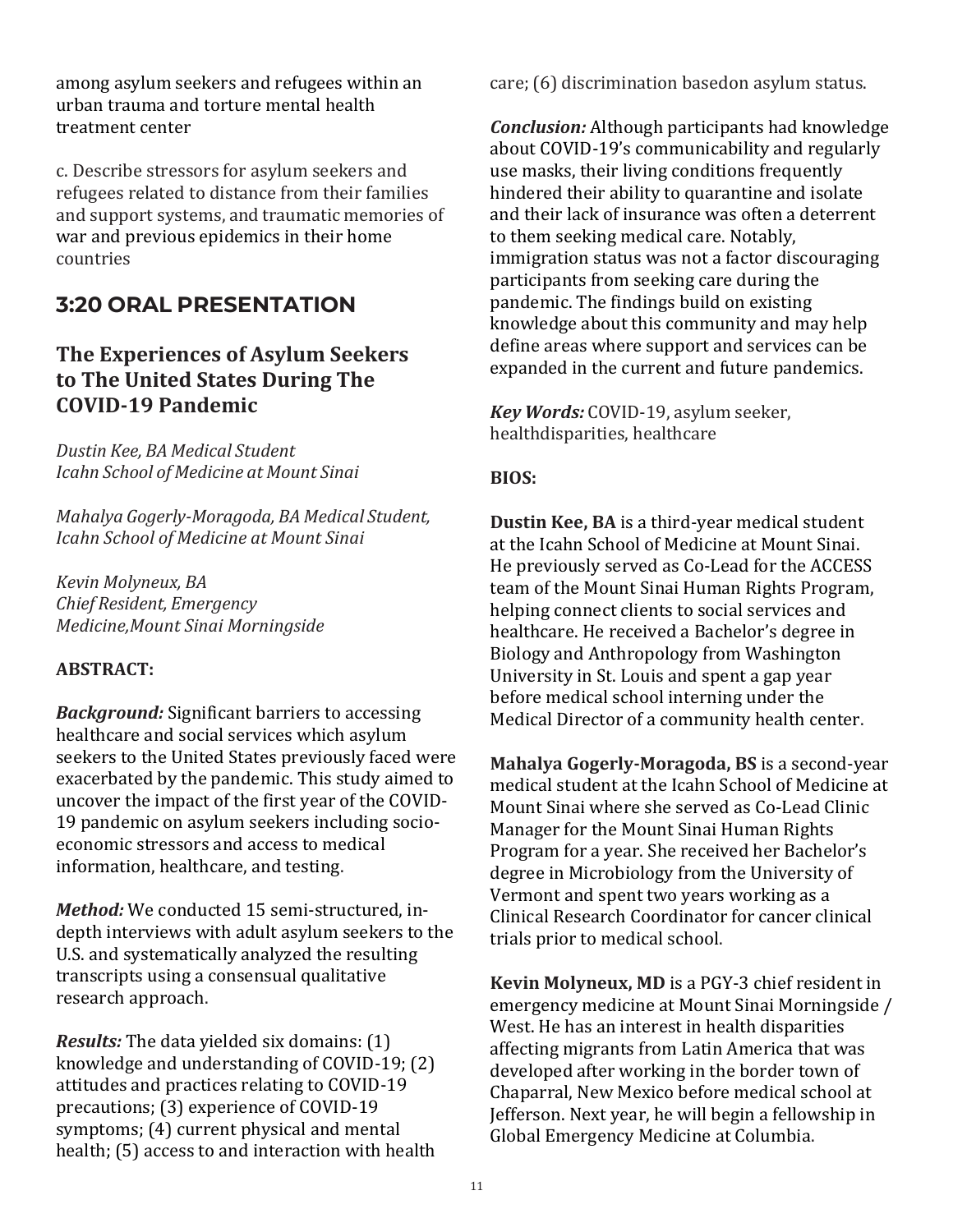among asylum seekers and refugees within an urban trauma and torture mental health treatment center

c. Describe stressors for asylum seekers and refugees related to distance from their families and support systems, and traumatic memories of war and previous epidemics in their home countries

## 3:20 ORAL PRESENTATION

### The Experiences of Asylum Seekers to The United States During The COVID-19 Pandemic

*Dustin Kee, BA Medical Student*
*Icahn School of Medicine at Mount Sinai*

*Mahalya Gogerly-Moragoda, BA Medical Student,*
*Icahn School of Medicine at Mount Sinai*

*Kevin Molyneux, BA*
*Chief Resident, Emergency Medicine,Mount Sinai Morningside*

**ABSTRACT:**

***Background:*** Significant barriers to accessing healthcare and social services which asylum seekers to the United States previously faced were exacerbated by the pandemic. This study aimed to uncover the impact of the first year of the COVID-19 pandemic on asylum seekers including socio-economic stressors and access to medical information, healthcare, and testing.

***Method:*** We conducted 15 semi-structured, in-depth interviews with adult asylum seekers to the U.S. and systematically analyzed the resulting transcripts using a consensual qualitative research approach.

***Results:*** The data yielded six domains: (1) knowledge and understanding of COVID-19; (2) attitudes and practices relating to COVID-19 precautions; (3) experience of COVID-19 symptoms; (4) current physical and mental health; (5) access to and interaction with health care; (6) discrimination basedon asylum status.

***Conclusion:*** Although participants had knowledge about COVID-19's communicability and regularly use masks, their living conditions frequently hindered their ability to quarantine and isolate and their lack of insurance was often a deterrent to them seeking medical care. Notably, immigration status was not a factor discouraging participants from seeking care during the pandemic. The findings build on existing knowledge about this community and may help define areas where support and services can be expanded in the current and future pandemics.

***Key Words:*** COVID-19, asylum seeker, healthdisparities, healthcare

**BIOS:**

**Dustin Kee, BA** is a third-year medical student at the Icahn School of Medicine at Mount Sinai. He previously served as Co-Lead for the ACCESS team of the Mount Sinai Human Rights Program, helping connect clients to social services and healthcare. He received a Bachelor's degree in Biology and Anthropology from Washington University in St. Louis and spent a gap year before medical school interning under the Medical Director of a community health center.

**Mahalya Gogerly-Moragoda, BS** is a second-year medical student at the Icahn School of Medicine at Mount Sinai where she served as Co-Lead Clinic Manager for the Mount Sinai Human Rights Program for a year. She received her Bachelor's degree in Microbiology from the University of Vermont and spent two years working as a Clinical Research Coordinator for cancer clinical trials prior to medical school.

**Kevin Molyneux, MD** is a PGY-3 chief resident in emergency medicine at Mount Sinai Morningside / West. He has an interest in health disparities affecting migrants from Latin America that was developed after working in the border town of Chaparral, New Mexico before medical school at Jefferson. Next year, he will begin a fellowship in Global Emergency Medicine at Columbia.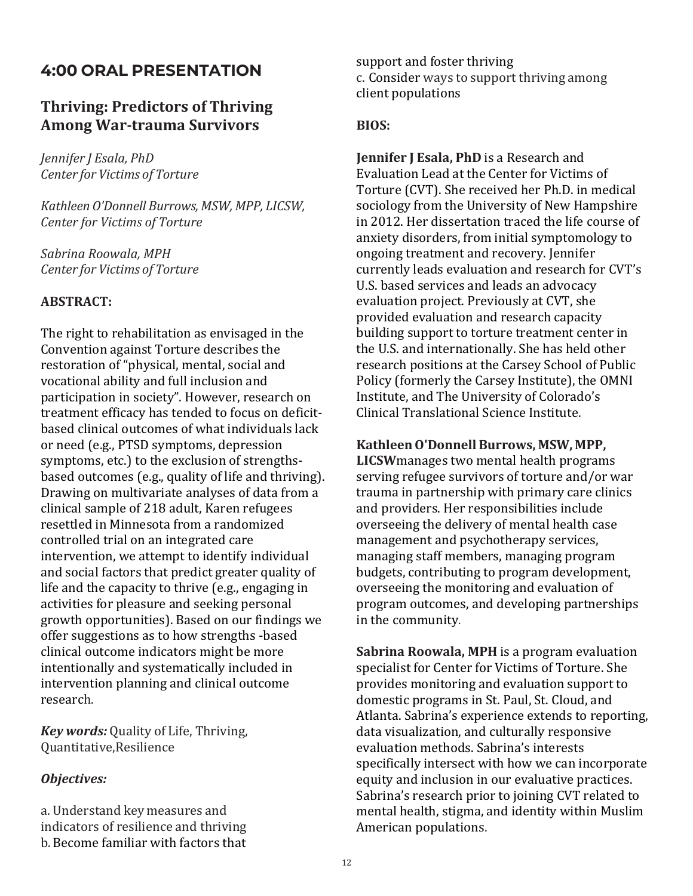## 4:00 ORAL PRESENTATION

### Thriving: Predictors of Thriving Among War-trauma Survivors

*Jennifer J Esala, PhD*
*Center for Victims of Torture*

*Kathleen O'Donnell Burrows, MSW, MPP, LICSW,*
*Center for Victims of Torture*

*Sabrina Roowala, MPH*
*Center for Victims of Torture*

**ABSTRACT:**

The right to rehabilitation as envisaged in the Convention against Torture describes the restoration of "physical, mental, social and vocational ability and full inclusion and participation in society". However, research on treatment efficacy has tended to focus on deficit-based clinical outcomes of what individuals lack or need (e.g., PTSD symptoms, depression symptoms, etc.) to the exclusion of strengths-based outcomes (e.g., quality of life and thriving). Drawing on multivariate analyses of data from a clinical sample of 218 adult, Karen refugees resettled in Minnesota from a randomized controlled trial on an integrated care intervention, we attempt to identify individual and social factors that predict greater quality of life and the capacity to thrive (e.g., engaging in activities for pleasure and seeking personal growth opportunities). Based on our findings we offer suggestions as to how strengths -based clinical outcome indicators might be more intentionally and systematically included in intervention planning and clinical outcome research.

***Key words:*** Quality of Life, Thriving, Quantitative,Resilience

***Objectives:***

a. Understand key measures and indicators of resilience and thriving
b. Become familiar with factors that support and foster thriving
c. Consider ways to support thriving among client populations

**BIOS:**

**Jennifer J Esala, PhD** is a Research and Evaluation Lead at the Center for Victims of Torture (CVT). She received her Ph.D. in medical sociology from the University of New Hampshire in 2012. Her dissertation traced the life course of anxiety disorders, from initial symptomology to ongoing treatment and recovery. Jennifer currently leads evaluation and research for CVT's U.S. based services and leads an advocacy evaluation project. Previously at CVT, she provided evaluation and research capacity building support to torture treatment center in the U.S. and internationally. She has held other research positions at the Carsey School of Public Policy (formerly the Carsey Institute), the OMNI Institute, and The University of Colorado's Clinical Translational Science Institute.

**Kathleen O'Donnell Burrows, MSW, MPP, LICSW**manages two mental health programs serving refugee survivors of torture and/or war trauma in partnership with primary care clinics and providers. Her responsibilities include overseeing the delivery of mental health case management and psychotherapy services, managing staff members, managing program budgets, contributing to program development, overseeing the monitoring and evaluation of program outcomes, and developing partnerships in the community.

**Sabrina Roowala, MPH** is a program evaluation specialist for Center for Victims of Torture. She provides monitoring and evaluation support to domestic programs in St. Paul, St. Cloud, and Atlanta. Sabrina's experience extends to reporting, data visualization, and culturally responsive evaluation methods. Sabrina's interests specifically intersect with how we can incorporate equity and inclusion in our evaluative practices. Sabrina's research prior to joining CVT related to mental health, stigma, and identity within Muslim American populations.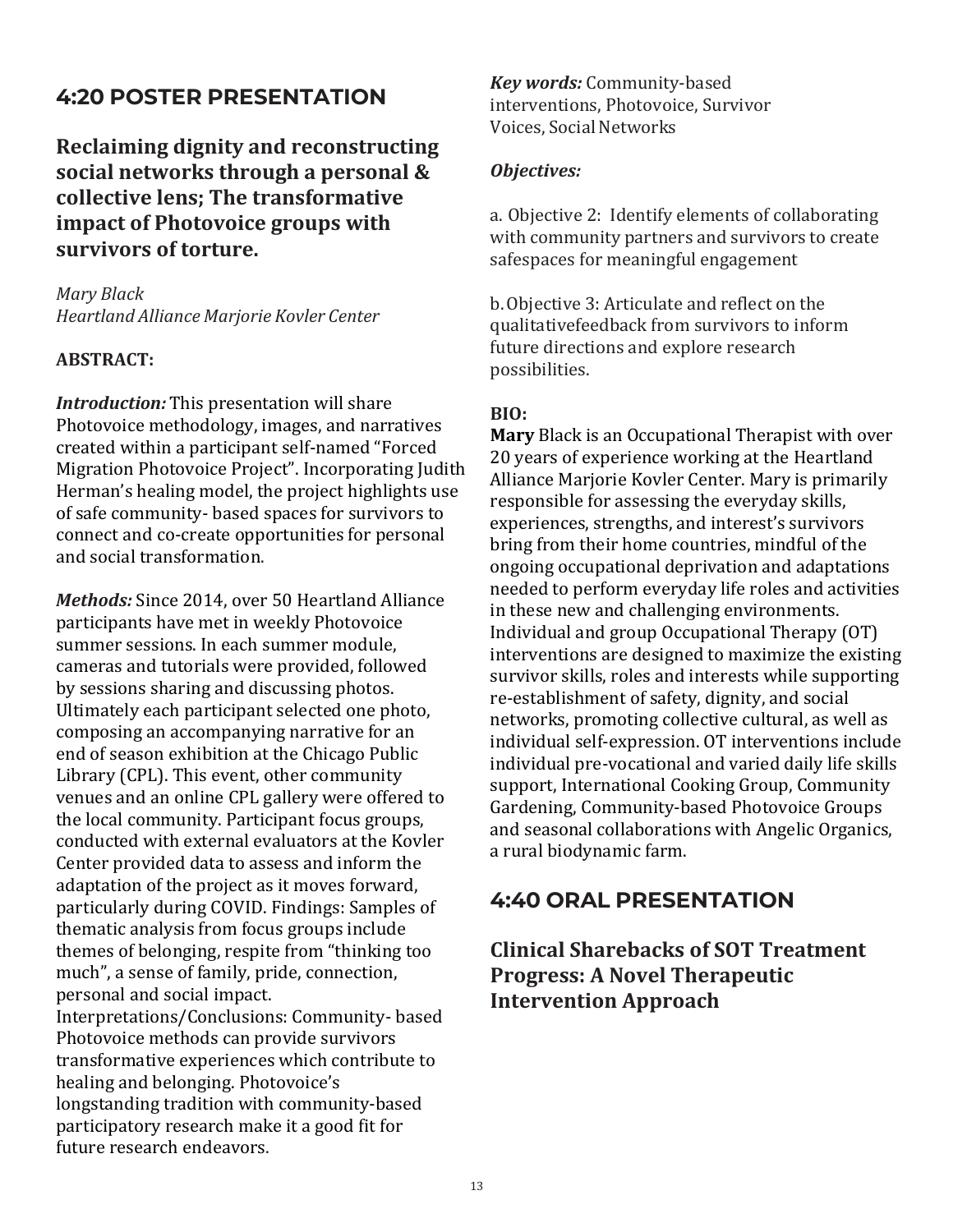## 4:20 POSTER PRESENTATION

### Reclaiming dignity and reconstructing social networks through a personal & collective lens; The transformative impact of Photovoice groups with survivors of torture.

*Mary Black*
*Heartland Alliance Marjorie Kovler Center*

**ABSTRACT:**

***Introduction:*** This presentation will share Photovoice methodology, images, and narratives created within a participant self-named "Forced Migration Photovoice Project". Incorporating Judith Herman's healing model, the project highlights use of safe community- based spaces for survivors to connect and co-create opportunities for personal and social transformation.

***Methods:*** Since 2014, over 50 Heartland Alliance participants have met in weekly Photovoice summer sessions. In each summer module, cameras and tutorials were provided, followed by sessions sharing and discussing photos. Ultimately each participant selected one photo, composing an accompanying narrative for an end of season exhibition at the Chicago Public Library (CPL). This event, other community venues and an online CPL gallery were offered to the local community. Participant focus groups, conducted with external evaluators at the Kovler Center provided data to assess and inform the adaptation of the project as it moves forward, particularly during COVID. Findings: Samples of thematic analysis from focus groups include themes of belonging, respite from "thinking too much", a sense of family, pride, connection, personal and social impact. Interpretations/Conclusions: Community- based Photovoice methods can provide survivors transformative experiences which contribute to healing and belonging. Photovoice's longstanding tradition with community-based participatory research make it a good fit for future research endeavors.

***Key words:*** Community-based interventions, Photovoice, Survivor Voices, Social Networks

***Objectives:***

a. Objective 2: Identify elements of collaborating with community partners and survivors to create safespaces for meaningful engagement

b. Objective 3: Articulate and reflect on the qualitativefeedback from survivors to inform future directions and explore research possibilities.

**BIO:**
**Mary** Black is an Occupational Therapist with over 20 years of experience working at the Heartland Alliance Marjorie Kovler Center. Mary is primarily responsible for assessing the everyday skills, experiences, strengths, and interest's survivors bring from their home countries, mindful of the ongoing occupational deprivation and adaptations needed to perform everyday life roles and activities in these new and challenging environments. Individual and group Occupational Therapy (OT) interventions are designed to maximize the existing survivor skills, roles and interests while supporting re-establishment of safety, dignity, and social networks, promoting collective cultural, as well as individual self-expression. OT interventions include individual pre-vocational and varied daily life skills support, International Cooking Group, Community Gardening, Community-based Photovoice Groups and seasonal collaborations with Angelic Organics, a rural biodynamic farm.

## 4:40 ORAL PRESENTATION

### Clinical Sharebacks of SOT Treatment Progress: A Novel Therapeutic Intervention Approach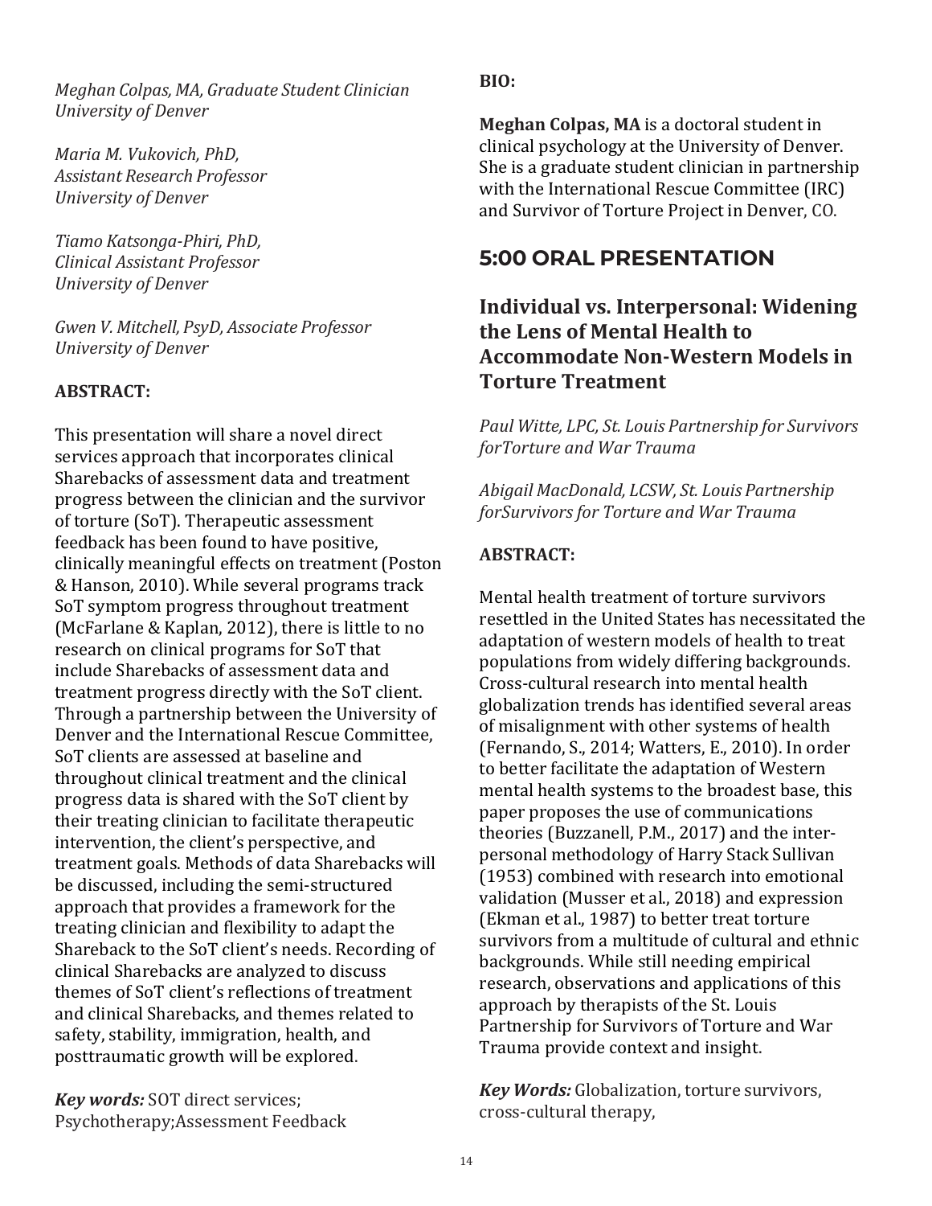*Meghan Colpas, MA, Graduate Student Clinician University of Denver*

*Maria M. Vukovich, PhD, Assistant Research Professor University of Denver*

*Tiamo Katsonga-Phiri, PhD, Clinical Assistant Professor University of Denver*

*Gwen V. Mitchell, PsyD, Associate Professor University of Denver*

**ABSTRACT:**

This presentation will share a novel direct services approach that incorporates clinical Sharebacks of assessment data and treatment progress between the clinician and the survivor of torture (SoT). Therapeutic assessment feedback has been found to have positive, clinically meaningful effects on treatment (Poston & Hanson, 2010). While several programs track SoT symptom progress throughout treatment (McFarlane & Kaplan, 2012), there is little to no research on clinical programs for SoT that include Sharebacks of assessment data and treatment progress directly with the SoT client. Through a partnership between the University of Denver and the International Rescue Committee, SoT clients are assessed at baseline and throughout clinical treatment and the clinical progress data is shared with the SoT client by their treating clinician to facilitate therapeutic intervention, the client's perspective, and treatment goals. Methods of data Sharebacks will be discussed, including the semi-structured approach that provides a framework for the treating clinician and flexibility to adapt the Shareback to the SoT client's needs. Recording of clinical Sharebacks are analyzed to discuss themes of SoT client's reflections of treatment and clinical Sharebacks, and themes related to safety, stability, immigration, health, and posttraumatic growth will be explored.

***Key words:*** SOT direct services; Psychotherapy;Assessment Feedback

**BIO:**

**Meghan Colpas, MA** is a doctoral student in clinical psychology at the University of Denver. She is a graduate student clinician in partnership with the International Rescue Committee (IRC) and Survivor of Torture Project in Denver, CO.

## 5:00 ORAL PRESENTATION

### Individual vs. Interpersonal: Widening the Lens of Mental Health to Accommodate Non-Western Models in Torture Treatment

*Paul Witte, LPC, St. Louis Partnership for Survivors forTorture and War Trauma*

*Abigail MacDonald, LCSW, St. Louis Partnership forSurvivors for Torture and War Trauma*

**ABSTRACT:**

Mental health treatment of torture survivors resettled in the United States has necessitated the adaptation of western models of health to treat populations from widely differing backgrounds. Cross-cultural research into mental health globalization trends has identified several areas of misalignment with other systems of health (Fernando, S., 2014; Watters, E., 2010). In order to better facilitate the adaptation of Western mental health systems to the broadest base, this paper proposes the use of communications theories (Buzzanell, P.M., 2017) and the inter-personal methodology of Harry Stack Sullivan (1953) combined with research into emotional validation (Musser et al., 2018) and expression (Ekman et al., 1987) to better treat torture survivors from a multitude of cultural and ethnic backgrounds. While still needing empirical research, observations and applications of this approach by therapists of the St. Louis Partnership for Survivors of Torture and War Trauma provide context and insight.

***Key Words:*** Globalization, torture survivors, cross-cultural therapy,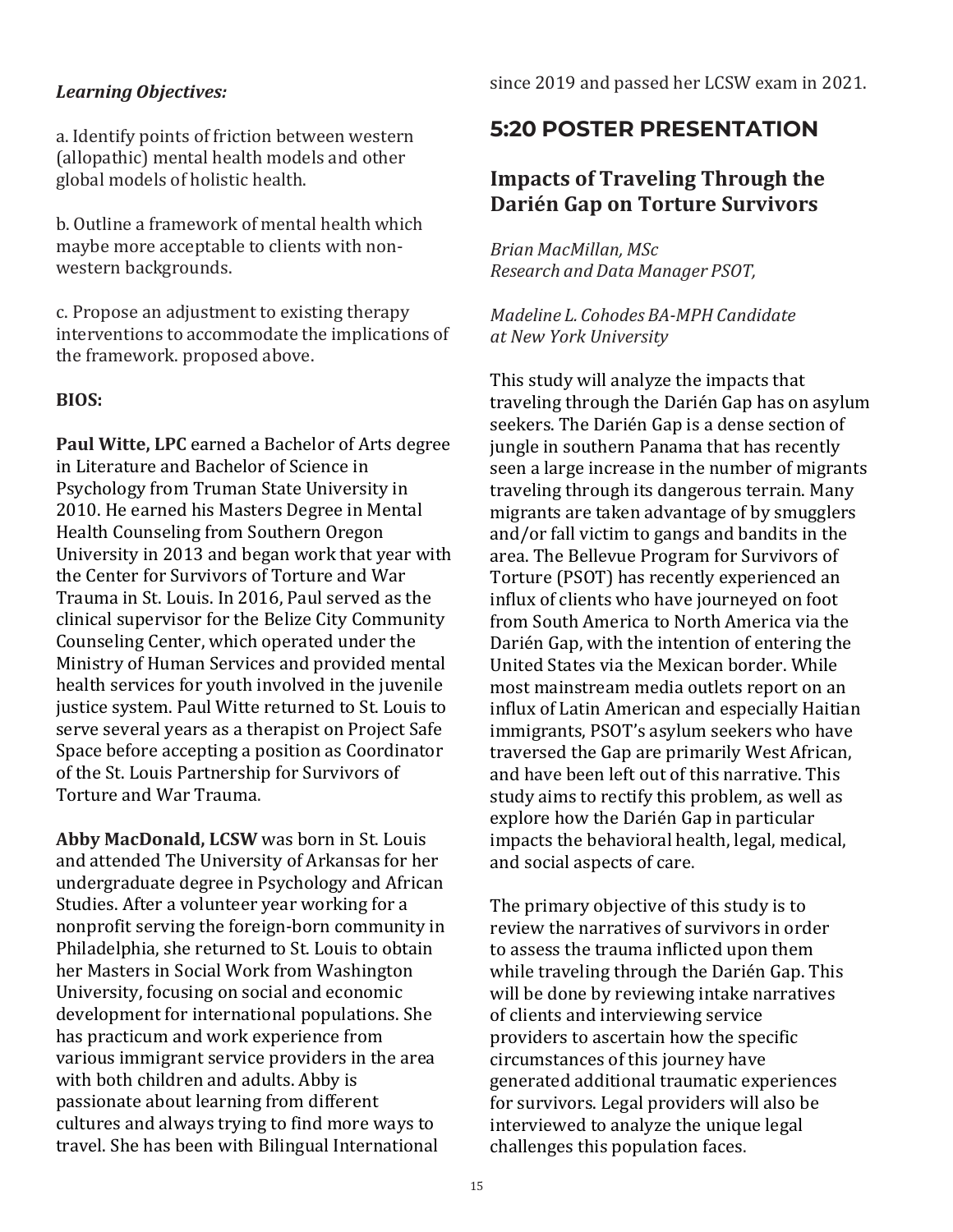***Learning Objectives:***

a. Identify points of friction between western (allopathic) mental health models and other global models of holistic health.

b. Outline a framework of mental health which maybe more acceptable to clients with non-western backgrounds.

c. Propose an adjustment to existing therapy interventions to accommodate the implications of the framework. proposed above.

**BIOS:**

**Paul Witte, LPC** earned a Bachelor of Arts degree in Literature and Bachelor of Science in Psychology from Truman State University in 2010. He earned his Masters Degree in Mental Health Counseling from Southern Oregon University in 2013 and began work that year with the Center for Survivors of Torture and War Trauma in St. Louis. In 2016, Paul served as the clinical supervisor for the Belize City Community Counseling Center, which operated under the Ministry of Human Services and provided mental health services for youth involved in the juvenile justice system. Paul Witte returned to St. Louis to serve several years as a therapist on Project Safe Space before accepting a position as Coordinator of the St. Louis Partnership for Survivors of Torture and War Trauma.

**Abby MacDonald, LCSW** was born in St. Louis and attended The University of Arkansas for her undergraduate degree in Psychology and African Studies. After a volunteer year working for a nonprofit serving the foreign-born community in Philadelphia, she returned to St. Louis to obtain her Masters in Social Work from Washington University, focusing on social and economic development for international populations. She has practicum and work experience from various immigrant service providers in the area with both children and adults. Abby is passionate about learning from different cultures and always trying to find more ways to travel. She has been with Bilingual International since 2019 and passed her LCSW exam in 2021.

## 5:20 POSTER PRESENTATION

### Impacts of Traveling Through the Darién Gap on Torture Survivors

*Brian MacMillan, MSc*
*Research and Data Manager PSOT,*

*Madeline L. Cohodes BA-MPH Candidate at New York University*

This study will analyze the impacts that traveling through the Darién Gap has on asylum seekers. The Darién Gap is a dense section of jungle in southern Panama that has recently seen a large increase in the number of migrants traveling through its dangerous terrain. Many migrants are taken advantage of by smugglers and/or fall victim to gangs and bandits in the area. The Bellevue Program for Survivors of Torture (PSOT) has recently experienced an influx of clients who have journeyed on foot from South America to North America via the Darién Gap, with the intention of entering the United States via the Mexican border. While most mainstream media outlets report on an influx of Latin American and especially Haitian immigrants, PSOT's asylum seekers who have traversed the Gap are primarily West African, and have been left out of this narrative. This study aims to rectify this problem, as well as explore how the Darién Gap in particular impacts the behavioral health, legal, medical, and social aspects of care.

The primary objective of this study is to review the narratives of survivors in order to assess the trauma inflicted upon them while traveling through the Darién Gap. This will be done by reviewing intake narratives of clients and interviewing service providers to ascertain how the specific circumstances of this journey have generated additional traumatic experiences for survivors. Legal providers will also be interviewed to analyze the unique legal challenges this population faces.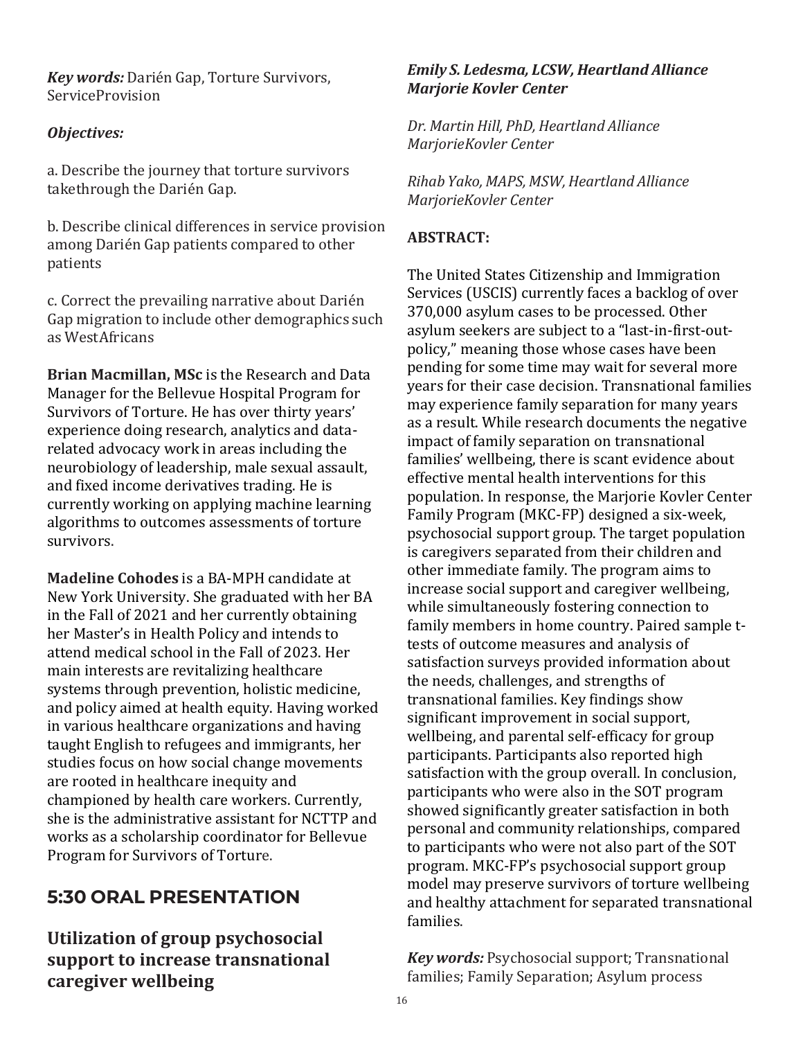***Key words:*** Darién Gap, Torture Survivors, ServiceProvision

***Objectives:***

a. Describe the journey that torture survivors takethrough the Darién Gap.

b. Describe clinical differences in service provision among Darién Gap patients compared to other patients

c. Correct the prevailing narrative about Darién Gap migration to include other demographics such as WestAfricans

**Brian Macmillan, MSc** is the Research and Data Manager for the Bellevue Hospital Program for Survivors of Torture. He has over thirty years' experience doing research, analytics and data-related advocacy work in areas including the neurobiology of leadership, male sexual assault, and fixed income derivatives trading. He is currently working on applying machine learning algorithms to outcomes assessments of torture survivors.

**Madeline Cohodes** is a BA-MPH candidate at New York University. She graduated with her BA in the Fall of 2021 and her currently obtaining her Master's in Health Policy and intends to attend medical school in the Fall of 2023. Her main interests are revitalizing healthcare systems through prevention, holistic medicine, and policy aimed at health equity. Having worked in various healthcare organizations and having taught English to refugees and immigrants, her studies focus on how social change movements are rooted in healthcare inequity and championed by health care workers. Currently, she is the administrative assistant for NCTTP and works as a scholarship coordinator for Bellevue Program for Survivors of Torture.

## 5:30 ORAL PRESENTATION

### Utilization of group psychosocial support to increase transnational caregiver wellbeing

***Emily S. Ledesma, LCSW, Heartland Alliance Marjorie Kovler Center***

*Dr. Martin Hill, PhD, Heartland Alliance MarjorieKovler Center*

*Rihab Yako, MAPS, MSW, Heartland Alliance MarjorieKovler Center*

**ABSTRACT:**

The United States Citizenship and Immigration Services (USCIS) currently faces a backlog of over 370,000 asylum cases to be processed. Other asylum seekers are subject to a "last-in-first-out-policy," meaning those whose cases have been pending for some time may wait for several more years for their case decision. Transnational families may experience family separation for many years as a result. While research documents the negative impact of family separation on transnational families' wellbeing, there is scant evidence about effective mental health interventions for this population. In response, the Marjorie Kovler Center Family Program (MKC-FP) designed a six-week, psychosocial support group. The target population is caregivers separated from their children and other immediate family. The program aims to increase social support and caregiver wellbeing, while simultaneously fostering connection to family members in home country. Paired sample t-tests of outcome measures and analysis of satisfaction surveys provided information about the needs, challenges, and strengths of transnational families. Key findings show significant improvement in social support, wellbeing, and parental self-efficacy for group participants. Participants also reported high satisfaction with the group overall. In conclusion, participants who were also in the SOT program showed significantly greater satisfaction in both personal and community relationships, compared to participants who were not also part of the SOT program. MKC-FP's psychosocial support group model may preserve survivors of torture wellbeing and healthy attachment for separated transnational families.

***Key words:*** Psychosocial support; Transnational families; Family Separation; Asylum process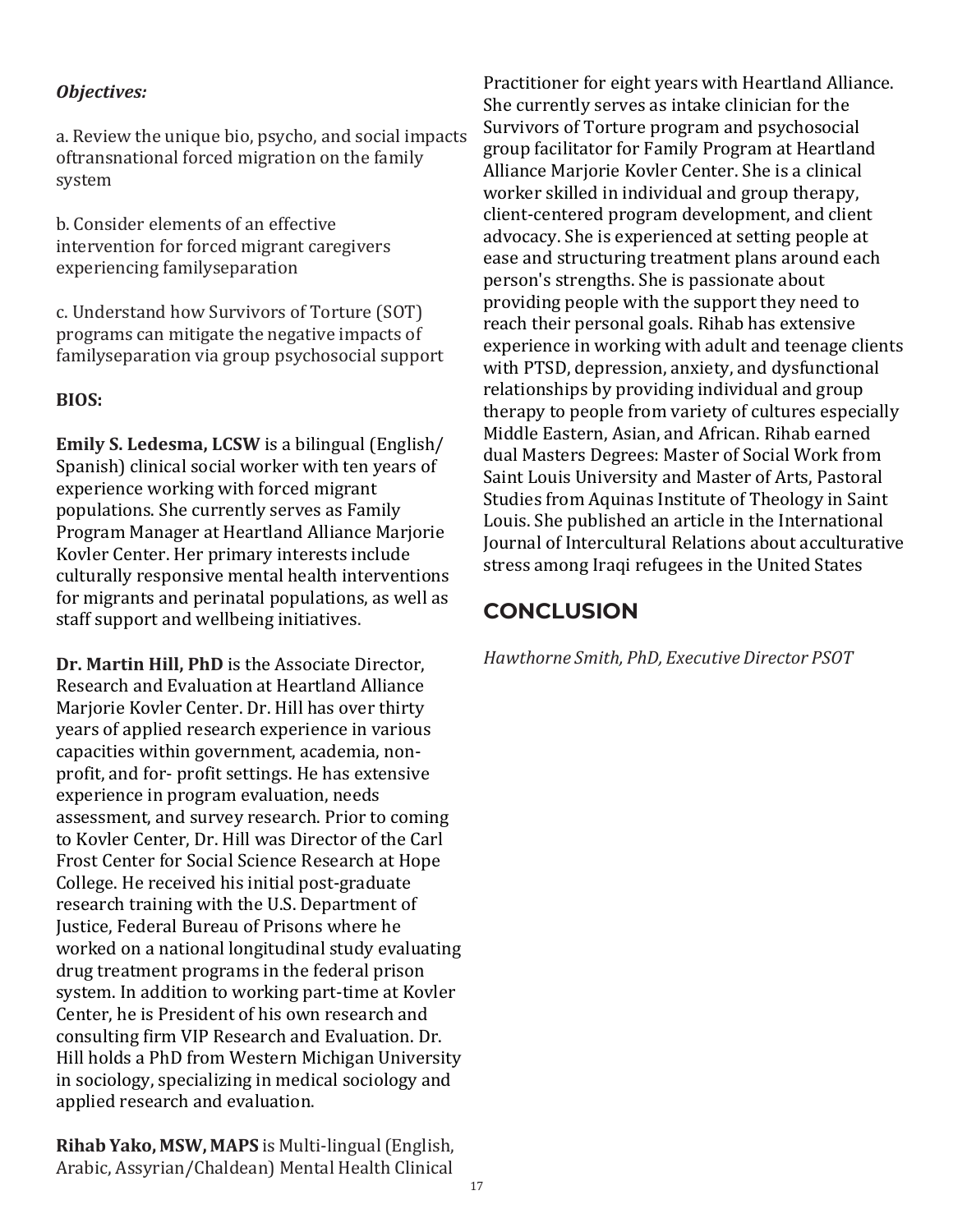***Objectives:***

a. Review the unique bio, psycho, and social impacts oftransnational forced migration on the family system

b. Consider elements of an effective intervention for forced migrant caregivers experiencing familyseparation

c. Understand how Survivors of Torture (SOT) programs can mitigate the negative impacts of familyseparation via group psychosocial support

**BIOS:**

**Emily S. Ledesma, LCSW** is a bilingual (English/ Spanish) clinical social worker with ten years of experience working with forced migrant populations. She currently serves as Family Program Manager at Heartland Alliance Marjorie Kovler Center. Her primary interests include culturally responsive mental health interventions for migrants and perinatal populations, as well as staff support and wellbeing initiatives.

**Dr. Martin Hill, PhD** is the Associate Director, Research and Evaluation at Heartland Alliance Marjorie Kovler Center. Dr. Hill has over thirty years of applied research experience in various capacities within government, academia, non-profit, and for- profit settings. He has extensive experience in program evaluation, needs assessment, and survey research. Prior to coming to Kovler Center, Dr. Hill was Director of the Carl Frost Center for Social Science Research at Hope College. He received his initial post-graduate research training with the U.S. Department of Justice, Federal Bureau of Prisons where he worked on a national longitudinal study evaluating drug treatment programs in the federal prison system. In addition to working part-time at Kovler Center, he is President of his own research and consulting firm VIP Research and Evaluation. Dr. Hill holds a PhD from Western Michigan University in sociology, specializing in medical sociology and applied research and evaluation.

**Rihab Yako, MSW, MAPS** is Multi-lingual (English, Arabic, Assyrian/Chaldean) Mental Health Clinical Practitioner for eight years with Heartland Alliance. She currently serves as intake clinician for the Survivors of Torture program and psychosocial group facilitator for Family Program at Heartland Alliance Marjorie Kovler Center. She is a clinical worker skilled in individual and group therapy, client-centered program development, and client advocacy. She is experienced at setting people at ease and structuring treatment plans around each person's strengths. She is passionate about providing people with the support they need to reach their personal goals. Rihab has extensive experience in working with adult and teenage clients with PTSD, depression, anxiety, and dysfunctional relationships by providing individual and group therapy to people from variety of cultures especially Middle Eastern, Asian, and African. Rihab earned dual Masters Degrees: Master of Social Work from Saint Louis University and Master of Arts, Pastoral Studies from Aquinas Institute of Theology in Saint Louis. She published an article in the International Journal of Intercultural Relations about acculturative stress among Iraqi refugees in the United States

## CONCLUSION

*Hawthorne Smith, PhD, Executive Director PSOT*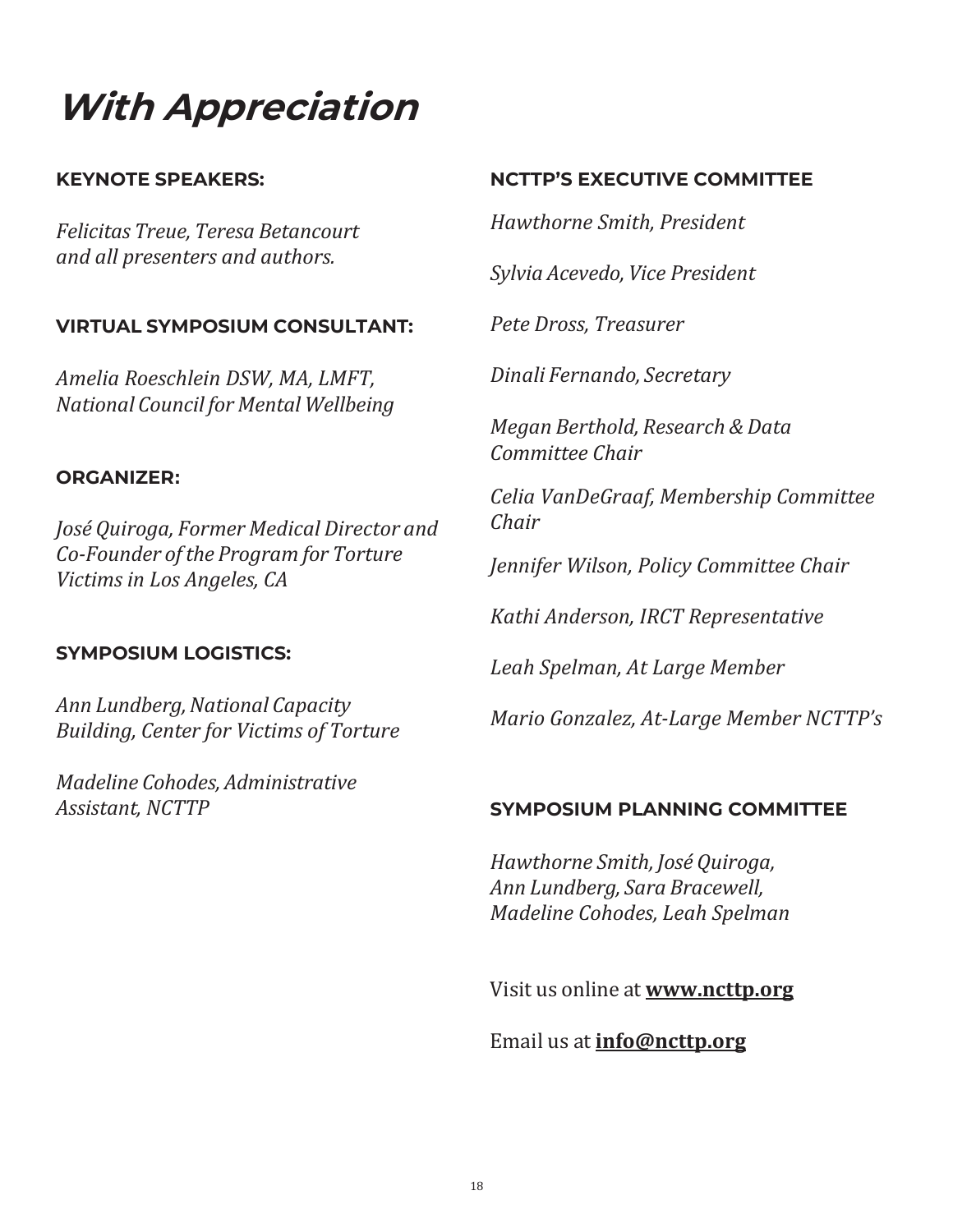# *With Appreciation*

**KEYNOTE SPEAKERS:**

*Felicitas Treue, Teresa Betancourt and all presenters and authors.*

**VIRTUAL SYMPOSIUM CONSULTANT:**

*Amelia Roeschlein DSW, MA, LMFT, National Council for Mental Wellbeing*

**ORGANIZER:**

*José Quiroga, Former Medical Director and Co-Founder of the Program for Torture Victims in Los Angeles, CA*

**SYMPOSIUM LOGISTICS:**

*Ann Lundberg, National Capacity Building, Center for Victims of Torture*

*Madeline Cohodes, Administrative Assistant, NCTTP*

**NCTTP'S EXECUTIVE COMMITTEE**

*Hawthorne Smith, President*

*Sylvia Acevedo, Vice President*

*Pete Dross, Treasurer*

*Dinali Fernando, Secretary*

*Megan Berthold, Research & Data Committee Chair*

*Celia VanDeGraaf, Membership Committee Chair*

*Jennifer Wilson, Policy Committee Chair*

*Kathi Anderson, IRCT Representative*

*Leah Spelman, At Large Member*

*Mario Gonzalez, At-Large Member NCTTP's*

**SYMPOSIUM PLANNING COMMITTEE**

*Hawthorne Smith, José Quiroga, Ann Lundberg, Sara Bracewell, Madeline Cohodes, Leah Spelman*

Visit us online at **www.ncttp.org**

Email us at **info@ncttp.org**